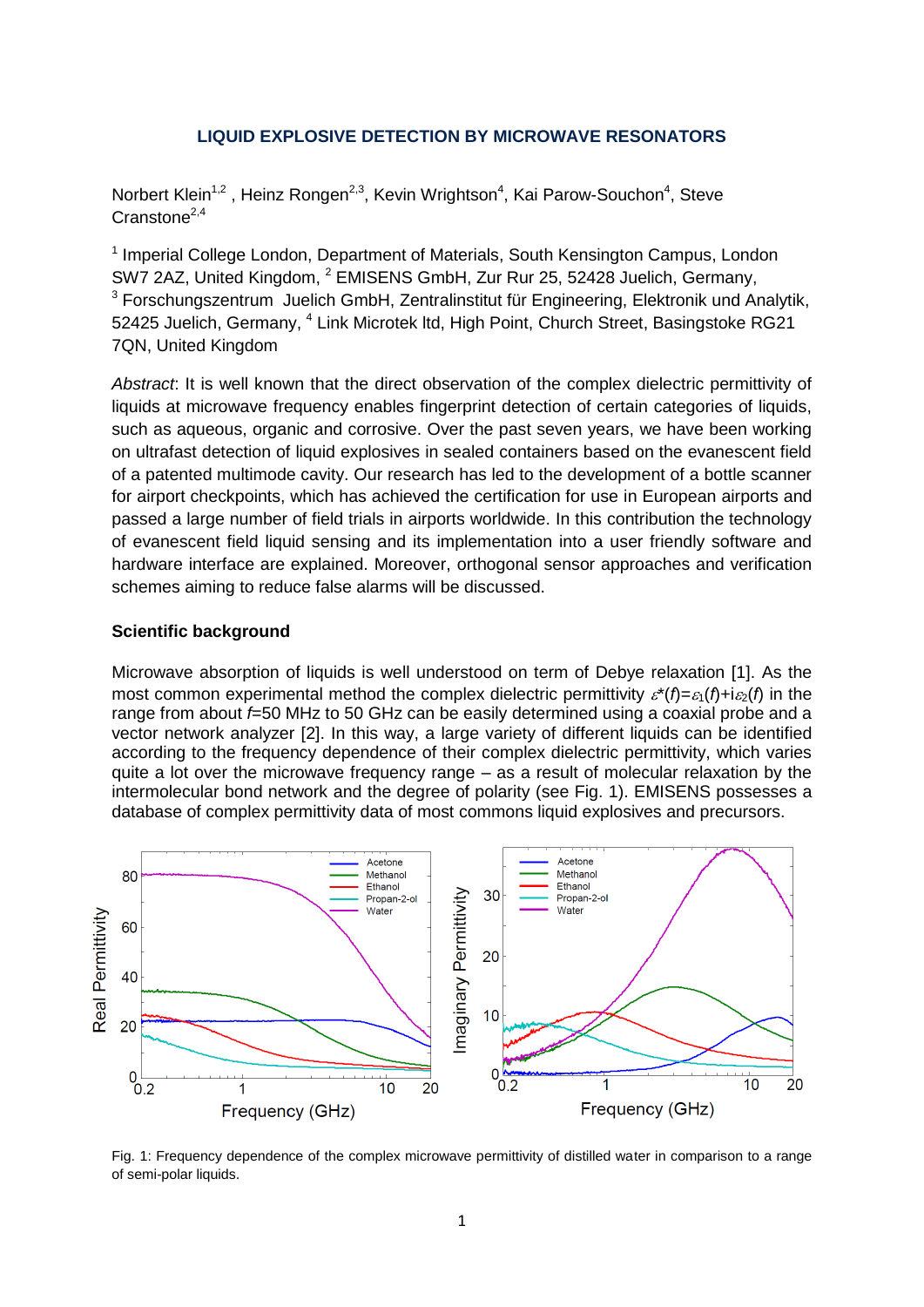# LIQUID EXPLOSIVE DETECTION BY MICROWAVE RESONATORS

Norbert Klein[1,2] , Heinz Rongen[2,3], Kevin Wrightson[4], Kai Parow-Souchon[4], Steve Cranstone[2,4]

[1] Imperial College London, Department of Materials, South Kensington Campus, London SW7 2AZ, United Kingdom, [2] EMISENS GmbH, Zur Rur 25, 52428 Juelich, Germany, [3] Forschungszentrum Juelich GmbH, Zentralinstitut für Engineering, Elektronik und Analytik, 52425 Juelich, Germany, [4] Link Microtek ltd, High Point, Church Street, Basingstoke RG21 7QN, United Kingdom

*Abstract*: It is well known that the direct observation of the complex dielectric permittivity of liquids at microwave frequency enables fingerprint detection of certain categories of liquids, such as aqueous, organic and corrosive. Over the past seven years, we have been working on ultrafast detection of liquid explosives in sealed containers based on the evanescent field of a patented multimode cavity. Our research has led to the development of a bottle scanner for airport checkpoints, which has achieved the certification for use in European airports and passed a large number of field trials in airports worldwide. In this contribution the technology of evanescent field liquid sensing and its implementation into a user friendly software and hardware interface are explained. Moreover, orthogonal sensor approaches and verification schemes aiming to reduce false alarms will be discussed.

## Scientific background

Microwave absorption of liquids is well understood on term of Debye relaxation [1]. As the most common experimental method the complex dielectric permittivity $\varepsilon^*(f)=\varepsilon_1(f)+i\varepsilon_2(f)$ in the range from about $f$=50 MHz to 50 GHz can be easily determined using a coaxial probe and a vector network analyzer [2]. In this way, a large variety of different liquids can be identified according to the frequency dependence of their complex dielectric permittivity, which varies quite a lot over the microwave frequency range – as a result of molecular relaxation by the intermolecular bond network and the degree of polarity (see Fig. 1). EMISENS possesses a database of complex permittivity data of most commons liquid explosives and precursors.

Fig. 1: Frequency dependence of the complex microwave permittivity of distilled water in comparison to a range of semi-polar liquids.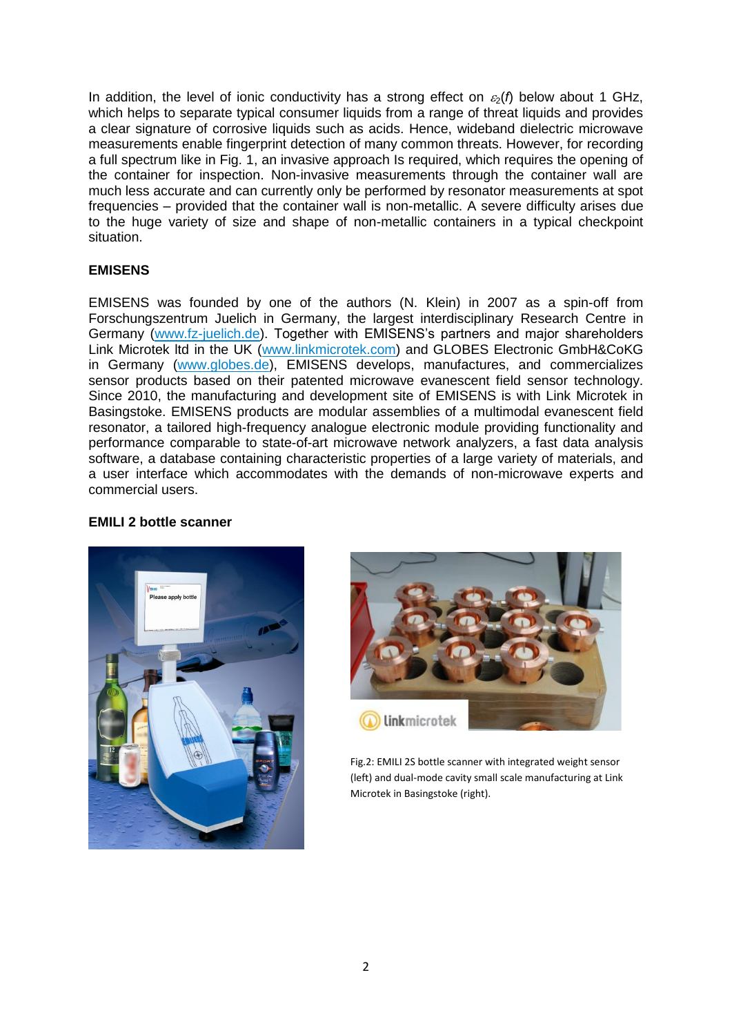In addition, the level of ionic conductivity has a strong effect on $\varepsilon_2(f)$ below about 1 GHz, which helps to separate typical consumer liquids from a range of threat liquids and provides a clear signature of corrosive liquids such as acids. Hence, wideband dielectric microwave measurements enable fingerprint detection of many common threats. However, for recording a full spectrum like in Fig. 1, an invasive approach Is required, which requires the opening of the container for inspection. Non-invasive measurements through the container wall are much less accurate and can currently only be performed by resonator measurements at spot frequencies – provided that the container wall is non-metallic. A severe difficulty arises due to the huge variety of size and shape of non-metallic containers in a typical checkpoint situation.

**EMISENS**

EMISENS was founded by one of the authors (N. Klein) in 2007 as a spin-off from Forschungszentrum Juelich in Germany, the largest interdisciplinary Research Centre in Germany (www.fz-juelich.de). Together with EMISENS's partners and major shareholders Link Microtek ltd in the UK (www.linkmicrotek.com) and GLOBES Electronic GmbH&CoKG in Germany (www.globes.de), EMISENS develops, manufactures, and commercializes sensor products based on their patented microwave evanescent field sensor technology. Since 2010, the manufacturing and development site of EMISENS is with Link Microtek in Basingstoke. EMISENS products are modular assemblies of a multimodal evanescent field resonator, a tailored high-frequency analogue electronic module providing functionality and performance comparable to state-of-art microwave network analyzers, a fast data analysis software, a database containing characteristic properties of a large variety of materials, and a user interface which accommodates with the demands of non-microwave experts and commercial users.

**EMILI 2 bottle scanner**

Fig.2: EMILI 2S bottle scanner with integrated weight sensor (left) and dual-mode cavity small scale manufacturing at Link Microtek in Basingstoke (right).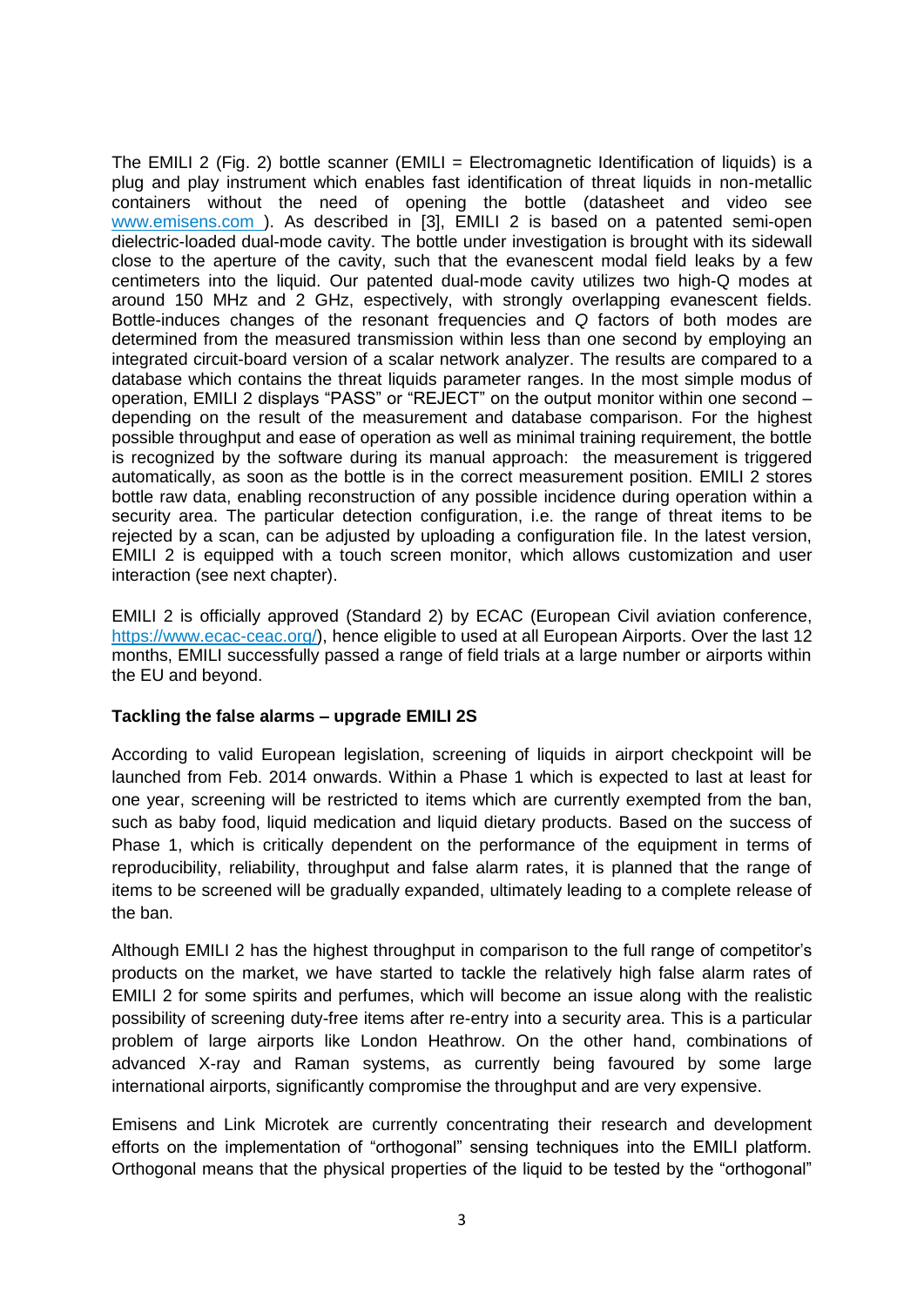The EMILI 2 (Fig. 2) bottle scanner (EMILI = Electromagnetic Identification of liquids) is a plug and play instrument which enables fast identification of threat liquids in non-metallic containers without the need of opening the bottle (datasheet and video see www.emisens.com ). As described in [3], EMILI 2 is based on a patented semi-open dielectric-loaded dual-mode cavity. The bottle under investigation is brought with its sidewall close to the aperture of the cavity, such that the evanescent modal field leaks by a few centimeters into the liquid. Our patented dual-mode cavity utilizes two high-Q modes at around 150 MHz and 2 GHz, espectively, with strongly overlapping evanescent fields. Bottle-induces changes of the resonant frequencies and *Q* factors of both modes are determined from the measured transmission within less than one second by employing an integrated circuit-board version of a scalar network analyzer. The results are compared to a database which contains the threat liquids parameter ranges. In the most simple modus of operation, EMILI 2 displays "PASS" or "REJECT" on the output monitor within one second – depending on the result of the measurement and database comparison. For the highest possible throughput and ease of operation as well as minimal training requirement, the bottle is recognized by the software during its manual approach: the measurement is triggered automatically, as soon as the bottle is in the correct measurement position. EMILI 2 stores bottle raw data, enabling reconstruction of any possible incidence during operation within a security area. The particular detection configuration, i.e. the range of threat items to be rejected by a scan, can be adjusted by uploading a configuration file. In the latest version, EMILI 2 is equipped with a touch screen monitor, which allows customization and user interaction (see next chapter).

EMILI 2 is officially approved (Standard 2) by ECAC (European Civil aviation conference, https://www.ecac-ceac.org/), hence eligible to used at all European Airports. Over the last 12 months, EMILI successfully passed a range of field trials at a large number or airports within the EU and beyond.

**Tackling the false alarms – upgrade EMILI 2S**

According to valid European legislation, screening of liquids in airport checkpoint will be launched from Feb. 2014 onwards. Within a Phase 1 which is expected to last at least for one year, screening will be restricted to items which are currently exempted from the ban, such as baby food, liquid medication and liquid dietary products. Based on the success of Phase 1, which is critically dependent on the performance of the equipment in terms of reproducibility, reliability, throughput and false alarm rates, it is planned that the range of items to be screened will be gradually expanded, ultimately leading to a complete release of the ban.

Although EMILI 2 has the highest throughput in comparison to the full range of competitor's products on the market, we have started to tackle the relatively high false alarm rates of EMILI 2 for some spirits and perfumes, which will become an issue along with the realistic possibility of screening duty-free items after re-entry into a security area. This is a particular problem of large airports like London Heathrow. On the other hand, combinations of advanced X-ray and Raman systems, as currently being favoured by some large international airports, significantly compromise the throughput and are very expensive.

Emisens and Link Microtek are currently concentrating their research and development efforts on the implementation of "orthogonal" sensing techniques into the EMILI platform. Orthogonal means that the physical properties of the liquid to be tested by the "orthogonal"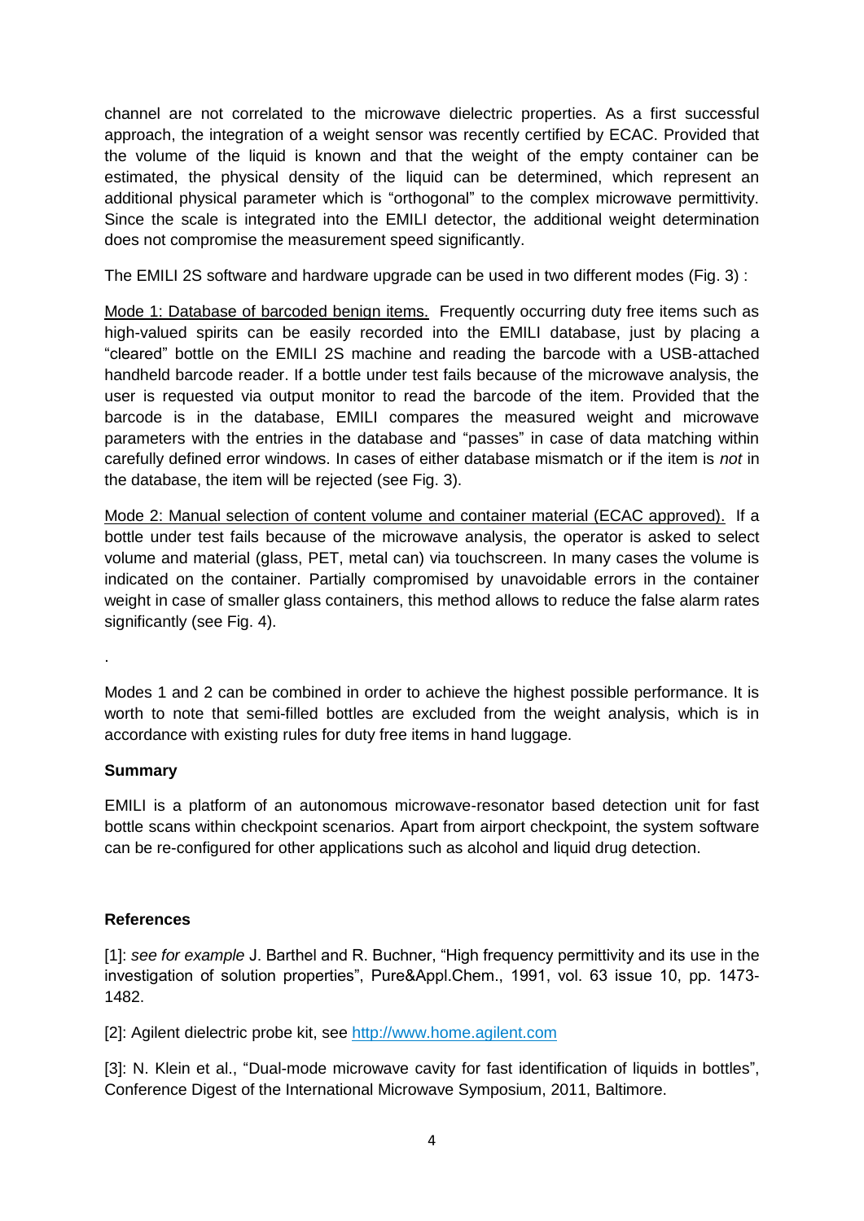channel are not correlated to the microwave dielectric properties. As a first successful approach, the integration of a weight sensor was recently certified by ECAC. Provided that the volume of the liquid is known and that the weight of the empty container can be estimated, the physical density of the liquid can be determined, which represent an additional physical parameter which is "orthogonal" to the complex microwave permittivity. Since the scale is integrated into the EMILI detector, the additional weight determination does not compromise the measurement speed significantly.

The EMILI 2S software and hardware upgrade can be used in two different modes (Fig. 3) :

<u>Mode 1: Database of barcoded benign items.</u> Frequently occurring duty free items such as high-valued spirits can be easily recorded into the EMILI database, just by placing a "cleared" bottle on the EMILI 2S machine and reading the barcode with a USB-attached handheld barcode reader. If a bottle under test fails because of the microwave analysis, the user is requested via output monitor to read the barcode of the item. Provided that the barcode is in the database, EMILI compares the measured weight and microwave parameters with the entries in the database and "passes" in case of data matching within carefully defined error windows. In cases of either database mismatch or if the item is *not* in the database, the item will be rejected (see Fig. 3).

<u>Mode 2: Manual selection of content volume and container material (ECAC approved).</u> If a bottle under test fails because of the microwave analysis, the operator is asked to select volume and material (glass, PET, metal can) via touchscreen. In many cases the volume is indicated on the container. Partially compromised by unavoidable errors in the container weight in case of smaller glass containers, this method allows to reduce the false alarm rates significantly (see Fig. 4).

.

Modes 1 and 2 can be combined in order to achieve the highest possible performance. It is worth to note that semi-filled bottles are excluded from the weight analysis, which is in accordance with existing rules for duty free items in hand luggage.

**Summary**

EMILI is a platform of an autonomous microwave-resonator based detection unit for fast bottle scans within checkpoint scenarios. Apart from airport checkpoint, the system software can be re-configured for other applications such as alcohol and liquid drug detection.

**References**

[1]: *see for example* J. Barthel and R. Buchner, "High frequency permittivity and its use in the investigation of solution properties", Pure&Appl.Chem., 1991, vol. 63 issue 10, pp. 1473-1482.

[2]: Agilent dielectric probe kit, see http://www.home.agilent.com

[3]: N. Klein et al., "Dual-mode microwave cavity for fast identification of liquids in bottles", Conference Digest of the International Microwave Symposium, 2011, Baltimore.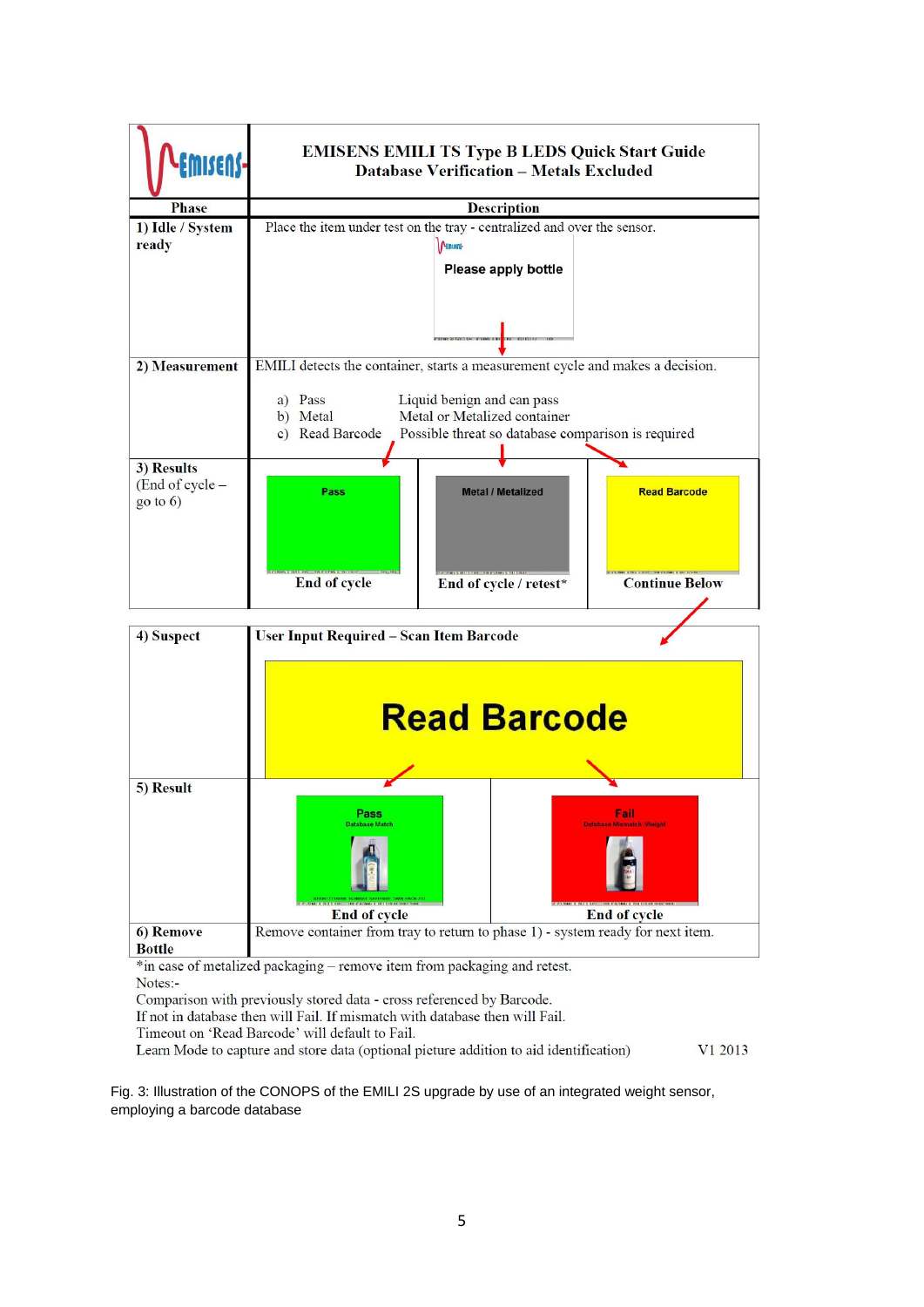**EMISENS EMILI TS Type B LEDS Quick Start Guide**
**Database Verification – Metals Excluded**

| Phase | Description | | |
|---|---|---|---|
| 1) Idle / System ready | Place the item under test on the tray - centralized and over the sensor. Please apply bottle | | |
| 2) Measurement | EMILI detects the container, starts a measurement cycle and makes a decision. a) Pass – Liquid benign and can pass; b) Metal – Metal or Metalized container; c) Read Barcode – Possible threat so database comparison is required | | |
| 3) Results (End of cycle – go to 6) | Pass — End of cycle | Metal / Metalized — End of cycle / retest* | Read Barcode — Continue Below |
| 4) Suspect | User Input Required – Scan Item Barcode. Read Barcode | | |
| 5) Result | Pass Database Match — End of cycle | Fail Database Mismatch /Weight — End of cycle | |
| 6) Remove Bottle | Remove container from tray to return to phase 1) - system ready for next item. | | |

*in case of metalized packaging – remove item from packaging and retest.

Notes:-

Comparison with previously stored data - cross referenced by Barcode.
If not in database then will Fail. If mismatch with database then will Fail.
Timeout on 'Read Barcode' will default to Fail.
Learn Mode to capture and store data (optional picture addition to aid identification)

V1 2013

Fig. 3: Illustration of the CONOPS of the EMILI 2S upgrade by use of an integrated weight sensor, employing a barcode database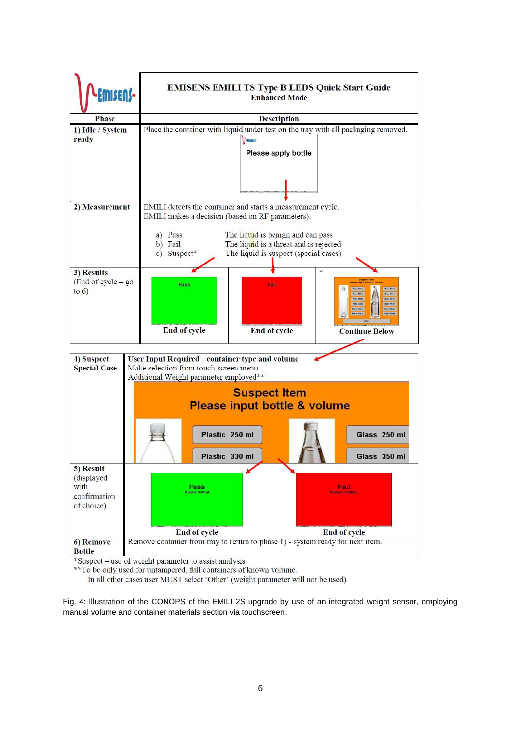| Phase | Description |
| --- | --- |
| | **EMISENS EMILI TS Type B LEDS Quick Start Guide**<br>**Enhanced Mode** |
| **1) Idle / System ready** | Place the container with liquid under test on the tray with all packaging removed.<br>Please apply bottle |
| **2) Measurement** | EMILI detects the container and starts a measurement cycle.<br>EMILI makes a decision (based on RF parameters).<br>a) Pass — The liquid is benign and can pass<br>b) Fail — The liquid is a threat and is rejected<br>c) Suspect* — The liquid is suspect (special cases) |
| **3) Results** (End of cycle – go to 6) | Pass — End of cycle / Fail — End of cycle / * Continue Below |
| **4) Suspect Special Case** | **User Input Required - container type and volume**<br>Make selection from touch-screen menu<br>Additional Weight parameter employed**<br>Suspect Item<br>Please input bottle & volume<br>Plastic 250 ml / Plastic 330 ml / Glass 250 ml / Glass 350 ml |
| **5) Result** (displayed with confirmation of choice) | Pass (Plastic 330ml) — End of cycle / Fail (Plastic 1000ml) — End of cycle |
| **6) Remove Bottle** | Remove container from tray to return to phase 1) - system ready for next item. |

*Suspect – use of weight parameter to assist analysis

**To be only used for untampered, full containers of known volume.

In all other cases user MUST select 'Other' (weight parameter will not be used)

Fig. 4: Illustration of the CONOPS of the EMILI 2S upgrade by use of an integrated weight sensor, employing manual volume and container materials section via touchscreen.